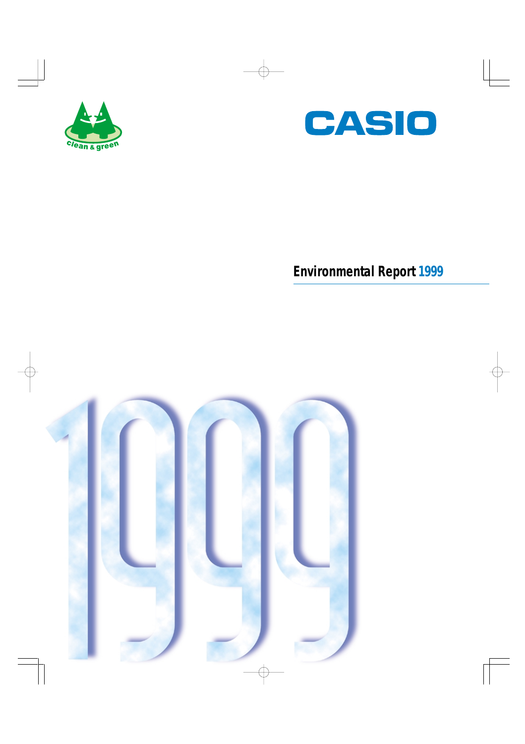clean & green

CASIO

# Environmental Report 1999

1999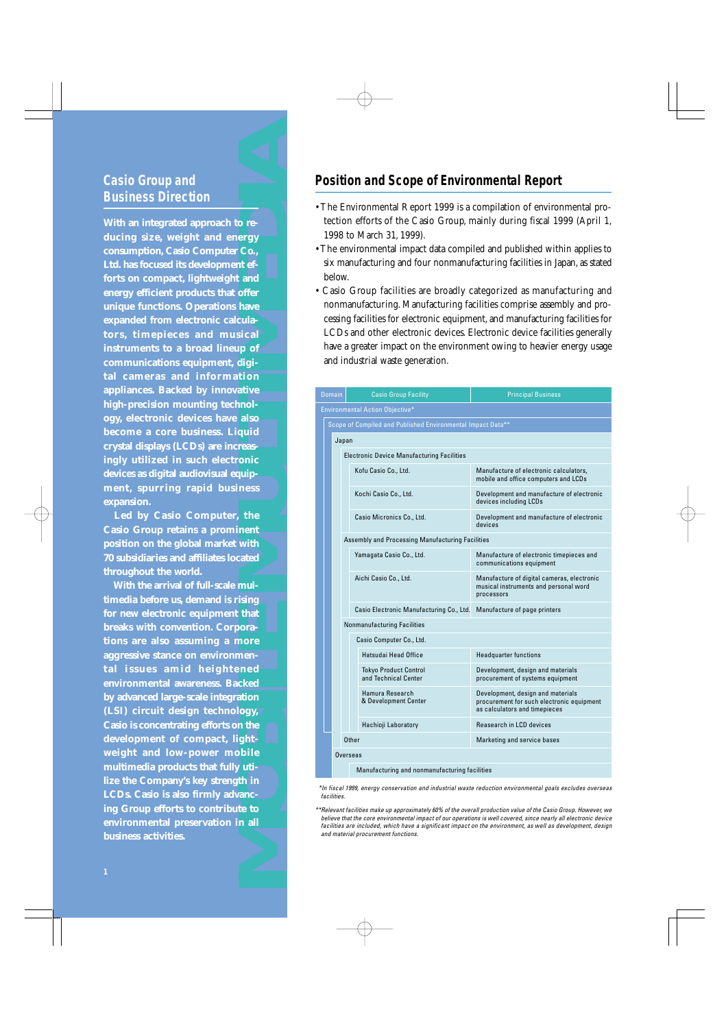## Casio Group and Business Direction

**With an integrated approach to reducing size, weight and energy consumption, Casio Computer Co., Ltd. has focused its development efforts on compact, lightweight and energy efficient products that offer unique functions. Operations have expanded from electronic calculators, timepieces and musical instruments to a broad lineup of communications equipment, digital cameras and information appliances. Backed by innovative high-precision mounting technology, electronic devices have also become a core business. Liquid crystal displays (LCDs) are increasingly utilized in such electronic devices as digital audiovisual equipment, spurring rapid business expansion.**

**Led by Casio Computer, the Casio Group retains a prominent position on the global market with 70 subsidiaries and affiliates located throughout the world.**

**With the arrival of full-scale multimedia before us, demand is rising for new electronic equipment that breaks with convention. Corporations are also assuming a more aggressive stance on environmental issues amid heightened environmental awareness. Backed by advanced large-scale integration (LSI) circuit design technology, Casio is concentrating efforts on the development of compact, lightweight and low-power mobile multimedia products that fully utilize the Company's key strength in LCDs. Casio is also firmly advancing Group efforts to contribute to environmental preservation in all business activities.**

## Position and Scope of Environmental Report

- The Environmental Report 1999 is a compilation of environmental protection efforts of the Casio Group, mainly during fiscal 1999 (April 1, 1998 to March 31, 1999).
- The environmental impact data compiled and published within applies to six manufacturing and four nonmanufacturing facilities in Japan, as stated below.
- Casio Group facilities are broadly categorized as manufacturing and nonmanufacturing. Manufacturing facilities comprise assembly and processing facilities for electronic equipment, and manufacturing facilities for LCDs and other electronic devices. Electronic device facilities generally have a greater impact on the environment owing to heavier energy usage and industrial waste generation.

| Domain | Casio Group Facility | Principal Business |
|---|---|---|
| Environmental Action Objective* | | |
| Scope of Compiled and Published Environmental Impact Data** | | |
| Japan | | |
| Electronic Device Manufacturing Facilities | | |
| | Kofu Casio Co., Ltd. | Manufacture of electronic calculators, mobile and office computers and LCDs |
| | Kochi Casio Co., Ltd. | Development and manufacture of electronic devices including LCDs |
| | Casio Micronics Co., Ltd. | Development and manufacture of electronic devices |
| Assembly and Processing Manufacturing Facilities | | |
| | Yamagata Casio Co., Ltd. | Manufacture of electronic timepieces and communications equipment |
| | Aichi Casio Co., Ltd. | Manufacture of digital cameras, electronic musical instruments and personal word processors |
| | Casio Electronic Manufacturing Co., Ltd. | Manufacture of page printers |
| Nonmanufacturing Facilities | | |
| | Casio Computer Co., Ltd. | |
| | Hatsudai Head Office | Headquarter functions |
| | Tokyo Product Control and Technical Center | Development, design and materials procurement of systems equipment |
| | Hamura Research & Development Center | Development, design and materials procurement for such electronic equipment as calculators and timepieces |
| | Hachioji Laboratory | Reasearch in LCD devices |
| Other | | Marketing and service bases |
| Overseas | | |
| | Manufacturing and nonmanufacturing facilities | |

*\*In fiscal 1999, energy conservation and industrial waste reduction environmental goals excludes overseas facilities.*

*\*\*Relevant facilities make up approximately 60% of the overall production value of the Casio Group. However, we believe that the core environmental impact of our operations is well covered, since nearly all electronic device facilities are included, which have a significant impact on the environment, as well as development, design and material procurement functions.*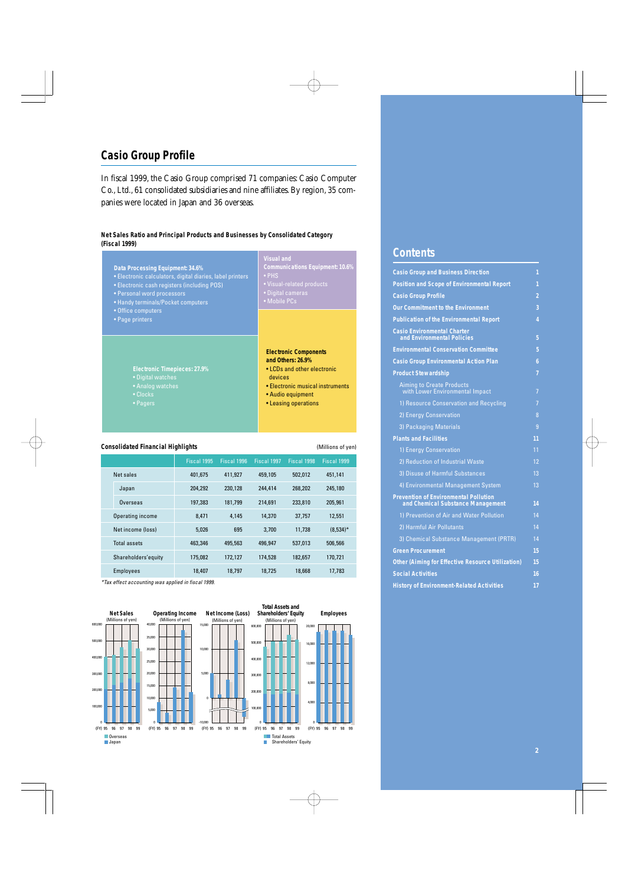## Casio Group Profile

In fiscal 1999, the Casio Group comprised 71 companies: Casio Computer Co., Ltd., 61 consolidated subsidiaries and nine affiliates. By region, 35 companies were located in Japan and 36 overseas.

**Net Sales Ratio and Principal Products and Businesses by Consolidated Category (Fiscal 1999)**

**Data Processing Equipment: 34.6%**
- Electronic calculators, digital diaries, label printers
- Electronic cash registers (including POS)
- Personal word processors
- Handy terminals/Pocket computers
- Office computers
- Page printers

**Visual and Communications Equipment: 10.6%**
- PHS
- Visual-related products
- Digital cameras
- Mobile PCs

**Electronic Timepieces: 27.9%**
- Digital watches
- Analog watches
- Clocks
- Pagers

**Electronic Components and Others: 26.9%**
- LCDs and other electronic devices
- Electronic musical instruments
- Audio equipment
- Leasing operations

**Consolidated Financial Highlights** (Millions of yen)

| | Fiscal 1995 | Fiscal 1996 | Fiscal 1997 | Fiscal 1998 | Fiscal 1999 |
|---|---|---|---|---|---|
| Net sales | 401,675 | 411,927 | 459,105 | 502,012 | 451,141 |
| Japan | 204,292 | 230,128 | 244,414 | 268,202 | 245,180 |
| Overseas | 197,383 | 181,799 | 214,691 | 233,810 | 205,961 |
| Operating income | 8,471 | 4,145 | 14,370 | 37,757 | 12,551 |
| Net income (loss) | 5,026 | 695 | 3,700 | 11,738 | (8,534)* |
| Total assets | 463,346 | 495,563 | 496,947 | 537,013 | 506,566 |
| Shareholders' equity | 175,082 | 172,127 | 174,528 | 182,657 | 170,721 |
| Employees | 18,407 | 18,797 | 18,725 | 18,668 | 17,783 |

*Tax effect accounting was applied in fiscal 1999.*

Net Sales (Millions of yen) — Overseas, Japan (FY) 95–99
Operating Income (Millions of yen) (FY) 95–99
Net Income (Loss) (Millions of yen) (FY) 95–99
Total Assets and Shareholders' Equity (Millions of yen) — Total Assets, Shareholders' Equity (FY) 95–99
Employees (FY) 95–99

## Contents

| | |
|---|---|
| **Casio Group and Business Direction** | 1 |
| **Position and Scope of Environmental Report** | 1 |
| **Casio Group Profile** | 2 |
| **Our Commitment to the Environment** | 3 |
| **Publication of the Environmental Report** | 4 |
| **Casio Environmental Charter and Environmental Policies** | 5 |
| **Environmental Conservation Committee** | 5 |
| **Casio Group Environmental Action Plan** | 6 |
| **Product Stewardship** | 7 |
| Aiming to Create Products with Lower Environmental Impact | 7 |
| 1) Resource Conservation and Recycling | 7 |
| 2) Energy Conservation | 8 |
| 3) Packaging Materials | 9 |
| **Plants and Facilities** | 11 |
| 1) Energy Conservation | 11 |
| 2) Reduction of Industrial Waste | 12 |
| 3) Disuse of Harmful Substances | 13 |
| 4) Environmental Management System | 13 |
| **Prevention of Environmental Pollution and Chemical Substance Management** | 14 |
| 1) Prevention of Air and Water Pollution | 14 |
| 2) Harmful Air Pollutants | 14 |
| 3) Chemical Substance Management (PRTR) | 14 |
| **Green Procurement** | 15 |
| **Other (Aiming for Effective Resource Utilization)** | 15 |
| **Social Activities** | 16 |
| **History of Environment-Related Activities** | 17 |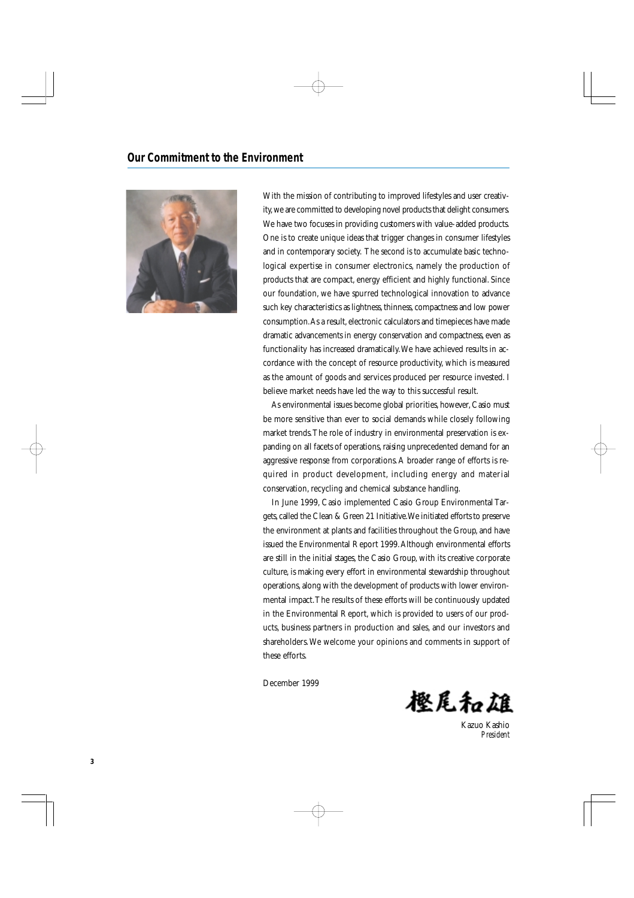## Our Commitment to the Environment

With the mission of contributing to improved lifestyles and user creativity, we are committed to developing novel products that delight consumers. We have two focuses in providing customers with value-added products. One is to create unique ideas that trigger changes in consumer lifestyles and in contemporary society. The second is to accumulate basic technological expertise in consumer electronics, namely the production of products that are compact, energy efficient and highly functional. Since our foundation, we have spurred technological innovation to advance such key characteristics as lightness, thinness, compactness and low power consumption. As a result, electronic calculators and timepieces have made dramatic advancements in energy conservation and compactness, even as functionality has increased dramatically. We have achieved results in accordance with the concept of resource productivity, which is measured as the amount of goods and services produced per resource invested. I believe market needs have led the way to this successful result.

As environmental issues become global priorities, however, Casio must be more sensitive than ever to social demands while closely following market trends. The role of industry in environmental preservation is expanding on all facets of operations, raising unprecedented demand for an aggressive response from corporations. A broader range of efforts is required in product development, including energy and material conservation, recycling and chemical substance handling.

In June 1999, Casio implemented Casio Group Environmental Targets, called the Clean & Green 21 Initiative. We initiated efforts to preserve the environment at plants and facilities throughout the Group, and have issued the Environmental Report 1999. Although environmental efforts are still in the initial stages, the Casio Group, with its creative corporate culture, is making every effort in environmental stewardship throughout operations, along with the development of products with lower environmental impact. The results of these efforts will be continuously updated in the Environmental Report, which is provided to users of our products, business partners in production and sales, and our investors and shareholders. We welcome your opinions and comments in support of these efforts.

December 1999

樫尾和雄

Kazuo Kashio
*President*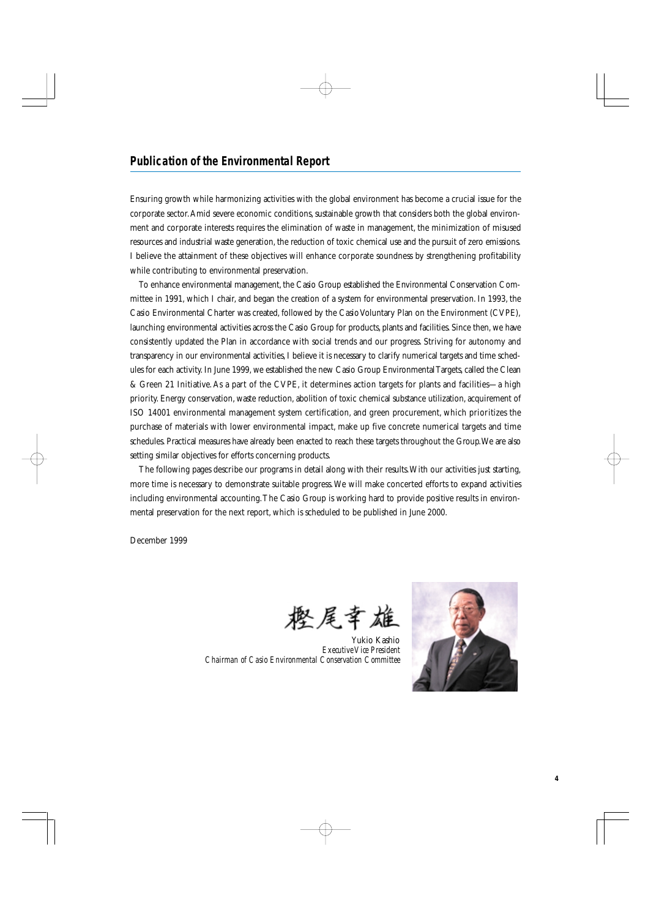## Publication of the Environmental Report

Ensuring growth while harmonizing activities with the global environment has become a crucial issue for the corporate sector. Amid severe economic conditions, sustainable growth that considers both the global environment and corporate interests requires the elimination of waste in management, the minimization of misused resources and industrial waste generation, the reduction of toxic chemical use and the pursuit of zero emissions. I believe the attainment of these objectives will enhance corporate soundness by strengthening profitability while contributing to environmental preservation.

To enhance environmental management, the Casio Group established the Environmental Conservation Committee in 1991, which I chair, and began the creation of a system for environmental preservation. In 1993, the Casio Environmental Charter was created, followed by the Casio Voluntary Plan on the Environment (CVPE), launching environmental activities across the Casio Group for products, plants and facilities. Since then, we have consistently updated the Plan in accordance with social trends and our progress. Striving for autonomy and transparency in our environmental activities, I believe it is necessary to clarify numerical targets and time schedules for each activity. In June 1999, we established the new Casio Group Environmental Targets, called the Clean & Green 21 Initiative. As a part of the CVPE, it determines action targets for plants and facilities—a high priority. Energy conservation, waste reduction, abolition of toxic chemical substance utilization, acquirement of ISO 14001 environmental management system certification, and green procurement, which prioritizes the purchase of materials with lower environmental impact, make up five concrete numerical targets and time schedules. Practical measures have already been enacted to reach these targets throughout the Group. We are also setting similar objectives for efforts concerning products.

The following pages describe our programs in detail along with their results. With our activities just starting, more time is necessary to demonstrate suitable progress. We will make concerted efforts to expand activities including environmental accounting. The Casio Group is working hard to provide positive results in environmental preservation for the next report, which is scheduled to be published in June 2000.

December 1999

樫尾幸雄

Yukio Kashio
*Executive Vice President*
*Chairman of Casio Environmental Conservation Committee*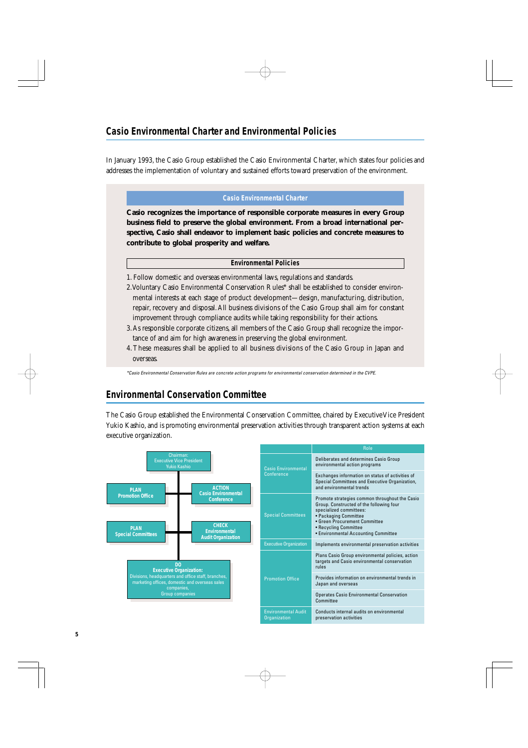## Casio Environmental Charter and Environmental Policies

In January 1993, the Casio Group established the Casio Environmental Charter, which states four policies and addresses the implementation of voluntary and sustained efforts toward preservation of the environment.

### Casio Environmental Charter

**Casio recognizes the importance of responsible corporate measures in every Group business field to preserve the global environment. From a broad international perspective, Casio shall endeavor to implement basic policies and concrete measures to contribute to global prosperity and welfare.**

### Environmental Policies

1. Follow domestic and overseas environmental laws, regulations and standards.
2. Voluntary Casio Environmental Conservation Rules* shall be established to consider environmental interests at each stage of product development—design, manufacturing, distribution, repair, recovery and disposal. All business divisions of the Casio Group shall aim for constant improvement through compliance audits while taking responsibility for their actions.
3. As responsible corporate citizens, all members of the Casio Group shall recognize the importance of and aim for high awareness in preserving the global environment.
4. These measures shall be applied to all business divisions of the Casio Group in Japan and overseas.

*Casio Environmental Conservation Rules are concrete action programs for environmental conservation determined in the CVPE.

## Environmental Conservation Committee

The Casio Group established the Environmental Conservation Committee, chaired by Executive Vice President Yukio Kashio, and is promoting environmental preservation activities through transparent action systems at each executive organization.

Chairman: Executive Vice President Yukio Kashio

- PLAN: Promotion Office
- ACTION: Casio Environmental Conference
- PLAN: Special Committees
- CHECK: Environmental Audit Organization
- DO: Executive Organization: Divisions, headquarters and office staff, branches, marketing offices, domestic and overseas sales companies, Group companies

| | Role |
|---|---|
| Casio Environmental Conference | Deliberates and determines Casio Group environmental action programs |
| | Exchanges information on status of activities of Special Committees and Executive Organization, and environmental trends |
| Special Committees | Promote strategies common throughout the Casio Group. Constructed of the following four specialized committees:<br>• Packaging Committee<br>• Green Procurement Committee<br>• Recycling Committee<br>• Environmental Accounting Committee |
| Executive Organization | Implements environmental preservation activities |
| Promotion Office | Plans Casio Group environmental policies, action targets and Casio environmental conservation rules |
| | Provides information on environmental trends in Japan and overseas |
| | Operates Casio Environmental Conservation Committee |
| Environmental Audit Organization | Conducts internal audits on environmental preservation activities |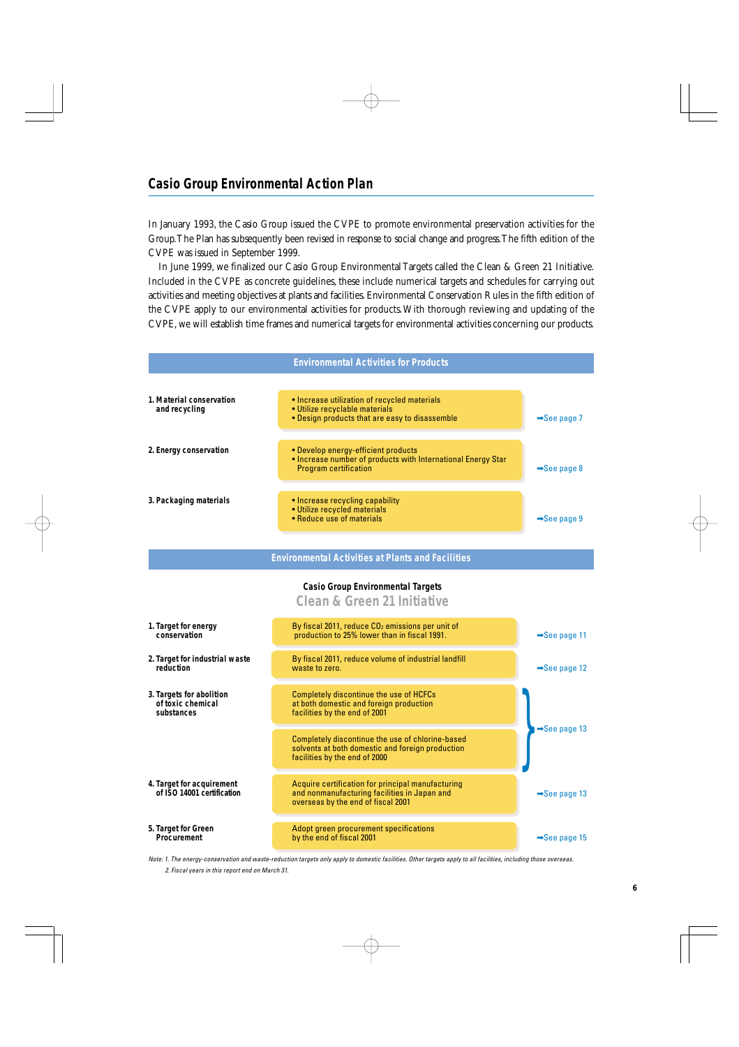## Casio Group Environmental Action Plan

In January 1993, the Casio Group issued the CVPE to promote environmental preservation activities for the Group. The Plan has subsequently been revised in response to social change and progress. The fifth edition of the CVPE was issued in September 1999.

In June 1999, we finalized our Casio Group Environmental Targets called the Clean & Green 21 Initiative. Included in the CVPE as concrete guidelines, these include numerical targets and schedules for carrying out activities and meeting objectives at plants and facilities. Environmental Conservation Rules in the fifth edition of the CVPE apply to our environmental activities for products. With thorough reviewing and updating of the CVPE, we will establish time frames and numerical targets for environmental activities concerning our products.

### Environmental Activities for Products

| Area | Activities | Reference |
| --- | --- | --- |
| **1. Material conservation and recycling** | • Increase utilization of recycled materials<br>• Utilize recyclable materials<br>• Design products that are easy to disassemble | ➡See page 7 |
| **2. Energy conservation** | • Develop energy-efficient products<br>• Increase number of products with International Energy Star Program certification | ➡See page 8 |
| **3. Packaging materials** | • Increase recycling capability<br>• Utilize recycled materials<br>• Reduce use of materials | ➡See page 9 |

### Environmental Activities at Plants and Facilities

**Casio Group Environmental Targets**

**Clean & Green 21 Initiative**

| Target | Description | Reference |
| --- | --- | --- |
| **1. Target for energy conservation** | By fiscal 2011, reduce $CO_2$ emissions per unit of production to 25% lower than in fiscal 1991. | ➡See page 11 |
| **2. Target for industrial waste reduction** | By fiscal 2011, reduce volume of industrial landfill waste to zero. | ➡See page 12 |
| **3. Targets for abolition of toxic chemical substances** | Completely discontinue the use of HCFCs at both domestic and foreign production facilities by the end of 2001 | ➡See page 13 |
| | Completely discontinue the use of chlorine-based solvents at both domestic and foreign production facilities by the end of 2000 | ➡See page 13 |
| **4. Target for acquirement of ISO 14001 certification** | Acquire certification for principal manufacturing and nonmanufacturing facilities in Japan and overseas by the end of fiscal 2001 | ➡See page 13 |
| **5. Target for Green Procurement** | Adopt green procurement specifications by the end of fiscal 2001 | ➡See page 15 |

*Note: 1. The energy-conservation and waste-reduction targets only apply to domestic facilities. Other targets apply to all facilities, including those overseas.*
*2. Fiscal years in this report end on March 31.*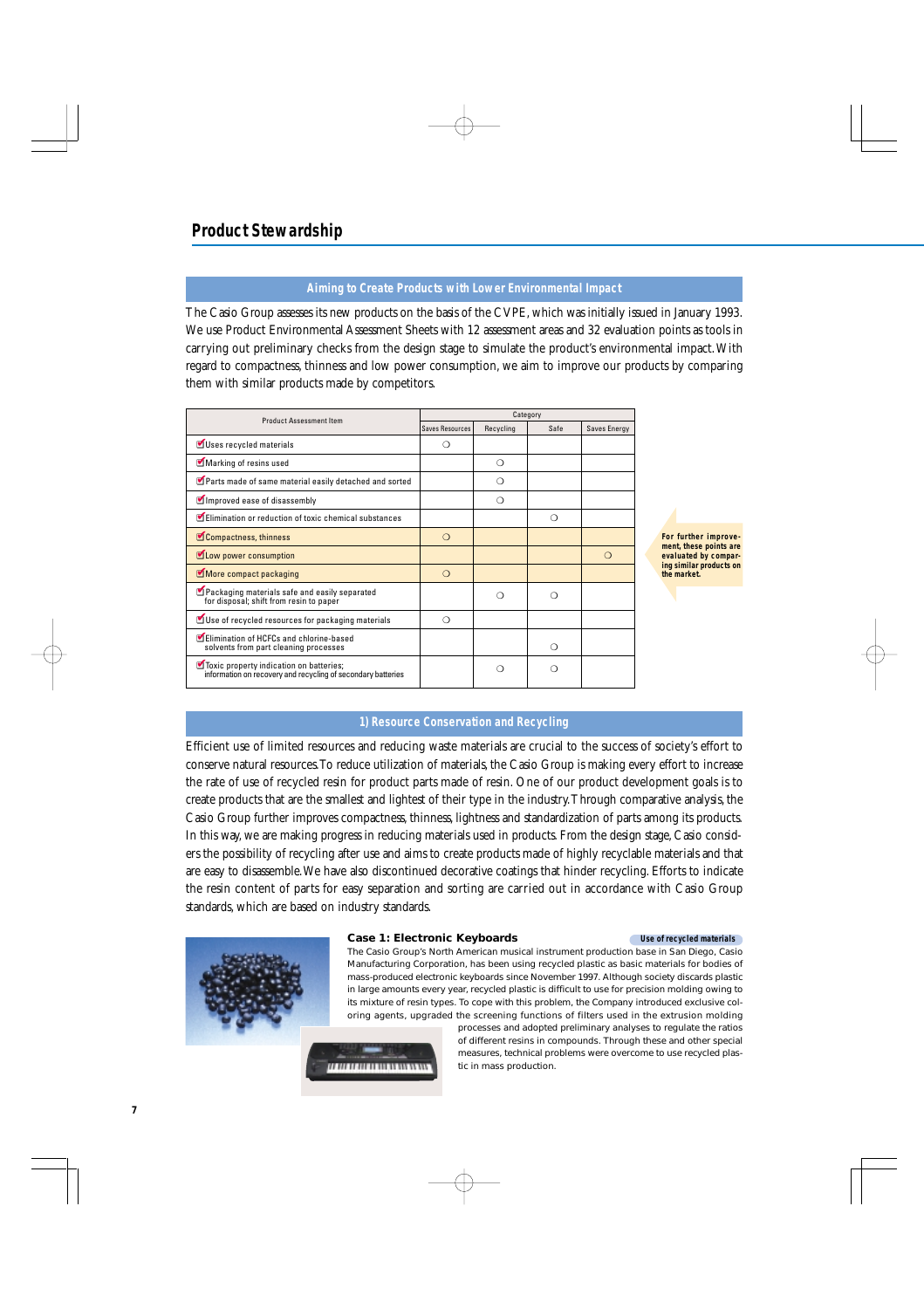# Product Stewardship

## Aiming to Create Products with Lower Environmental Impact

The Casio Group assesses its new products on the basis of the CVPE, which was initially issued in January 1993. We use Product Environmental Assessment Sheets with 12 assessment areas and 32 evaluation points as tools in carrying out preliminary checks from the design stage to simulate the product's environmental impact. With regard to compactness, thinness and low power consumption, we aim to improve our products by comparing them with similar products made by competitors.

| Product Assessment Item | Category | | | |
|---|---|---|---|---|
| | Saves Resources | Recycling | Safe | Saves Energy |
| Uses recycled materials | ○ | | | |
| Marking of resins used | | ○ | | |
| Parts made of same material easily detached and sorted | | ○ | | |
| Improved ease of disassembly | | ○ | | |
| Elimination or reduction of toxic chemical substances | | | ○ | |
| Compactness, thinness | ○ | | | |
| Low power consumption | | | | ○ |
| More compact packaging | ○ | | | |
| Packaging materials safe and easily separated for disposal; shift from resin to paper | | ○ | ○ | |
| Use of recycled resources for packaging materials | ○ | | | |
| Elimination of HCFCs and chlorine-based solvents from part cleaning processes | | | ○ | |
| Toxic property indication on batteries; information on recovery and recycling of secondary batteries | | ○ | ○ | |

**For further improvement, these points are evaluated by comparing similar products on the market.**

## 1) Resource Conservation and Recycling

Efficient use of limited resources and reducing waste materials are crucial to the success of society's effort to conserve natural resources. To reduce utilization of materials, the Casio Group is making every effort to increase the rate of use of recycled resin for product parts made of resin. One of our product development goals is to create products that are the smallest and lightest of their type in the industry. Through comparative analysis, the Casio Group further improves compactness, thinness, lightness and standardization of parts among its products. In this way, we are making progress in reducing materials used in products. From the design stage, Casio considers the possibility of recycling after use and aims to create products made of highly recyclable materials and that are easy to disassemble. We have also discontinued decorative coatings that hinder recycling. Efforts to indicate the resin content of parts for easy separation and sorting are carried out in accordance with Casio Group standards, which are based on industry standards.

### Case 1: Electronic Keyboards

**Use of recycled materials**

The Casio Group's North American musical instrument production base in San Diego, Casio Manufacturing Corporation, has been using recycled plastic as basic materials for bodies of mass-produced electronic keyboards since November 1997. Although society discards plastic in large amounts every year, recycled plastic is difficult to use for precision molding owing to its mixture of resin types. To cope with this problem, the Company introduced exclusive coloring agents, upgraded the screening functions of filters used in the extrusion molding processes and adopted preliminary analyses to regulate the ratios of different resins in compounds. Through these and other special measures, technical problems were overcome to use recycled plastic in mass production.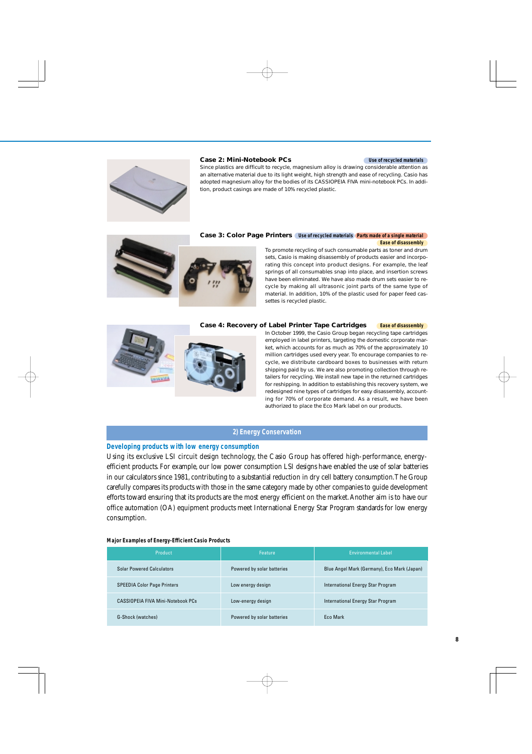### Case 2: Mini-Notebook PCs

Use of recycled materials

Since plastics are difficult to recycle, magnesium alloy is drawing considerable attention as an alternative material due to its light weight, high strength and ease of recycling. Casio has adopted magnesium alloy for the bodies of its CASSIOPEIA FIVA mini-notebook PCs. In addition, product casings are made of 10% recycled plastic.

### Case 3: Color Page Printers

Use of recycled materials | Parts made of a single material | Ease of disassembly

To promote recycling of such consumable parts as toner and drum sets, Casio is making disassembly of products easier and incorporating this concept into product designs. For example, the leaf springs of all consumables snap into place, and insertion screws have been eliminated. We have also made drum sets easier to recycle by making all ultrasonic joint parts of the same type of material. In addition, 10% of the plastic used for paper feed cassettes is recycled plastic.

### Case 4: Recovery of Label Printer Tape Cartridges

Ease of disassembly

In October 1999, the Casio Group began recycling tape cartridges employed in label printers, targeting the domestic corporate market, which accounts for as much as 70% of the approximately 10 million cartridges used every year. To encourage companies to recycle, we distribute cardboard boxes to businesses with return shipping paid by us. We are also promoting collection through retailers for recycling. We install new tape in the returned cartridges for reshipping. In addition to establishing this recovery system, we redesigned nine types of cartridges for easy disassembly, accounting for 70% of corporate demand. As a result, we have been authorized to place the Eco Mark label on our products.

## 2) Energy Conservation

### Developing products with low energy consumption

Using its exclusive LSI circuit design technology, the Casio Group has offered high-performance, energy-efficient products. For example, our low power consumption LSI designs have enabled the use of solar batteries in our calculators since 1981, contributing to a substantial reduction in dry cell battery consumption. The Group carefully compares its products with those in the same category made by other companies to guide development efforts toward ensuring that its products are the most energy efficient on the market. Another aim is to have our office automation (OA) equipment products meet International Energy Star Program standards for low energy consumption.

**Major Examples of Energy-Efficient Casio Products**

| Product | Feature | Environmental Label |
| --- | --- | --- |
| Solar Powered Calculators | Powered by solar batteries | Blue Angel Mark (Germany), Eco Mark (Japan) |
| SPEEDIA Color Page Printers | Low energy design | International Energy Star Program |
| CASSIOPEIA FIVA Mini-Notebook PCs | Low-energy design | International Energy Star Program |
| G-Shock (watches) | Powered by solar batteries | Eco Mark |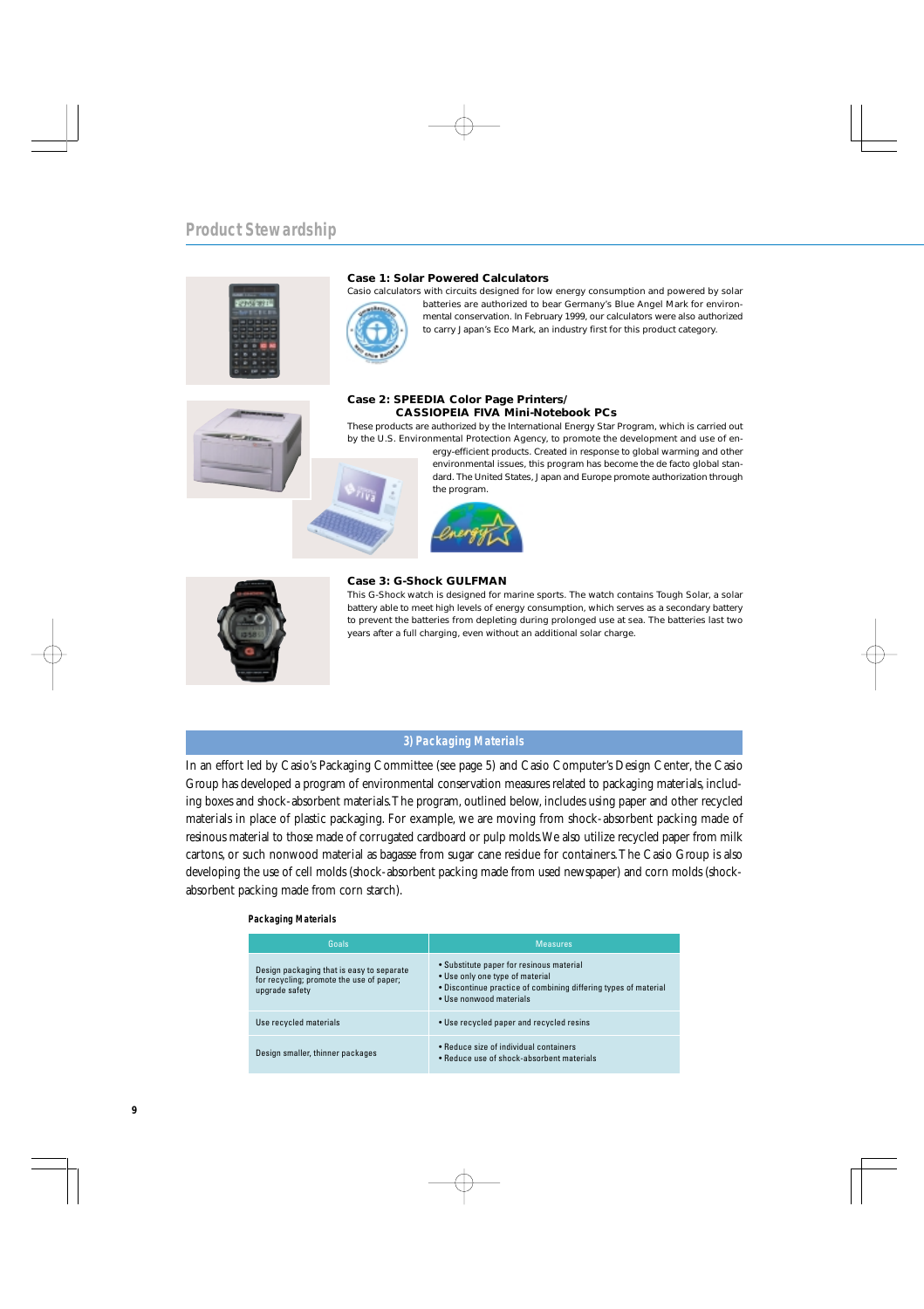## Product Stewardship

### Case 1: Solar Powered Calculators

Casio calculators with circuits designed for low energy consumption and powered by solar batteries are authorized to bear Germany's Blue Angel Mark for environmental conservation. In February 1999, our calculators were also authorized to carry Japan's Eco Mark, an industry first for this product category.

### Case 2: SPEEDIA Color Page Printers/ CASSIOPEIA FIVA Mini-Notebook PCs

These products are authorized by the International Energy Star Program, which is carried out by the U.S. Environmental Protection Agency, to promote the development and use of energy-efficient products. Created in response to global warming and other environmental issues, this program has become the de facto global standard. The United States, Japan and Europe promote authorization through the program.

### Case 3: G-Shock GULFMAN

This G-Shock watch is designed for marine sports. The watch contains Tough Solar, a solar battery able to meet high levels of energy consumption, which serves as a secondary battery to prevent the batteries from depleting during prolonged use at sea. The batteries last two years after a full charging, even without an additional solar charge.

## 3) Packaging Materials

In an effort led by Casio's Packaging Committee (see page 5) and Casio Computer's Design Center, the Casio Group has developed a program of environmental conservation measures related to packaging materials, including boxes and shock-absorbent materials. The program, outlined below, includes using paper and other recycled materials in place of plastic packaging. For example, we are moving from shock-absorbent packing made of resinous material to those made of corrugated cardboard or pulp molds. We also utilize recycled paper from milk cartons, or such nonwood material as bagasse from sugar cane residue for containers. The Casio Group is also developing the use of cell molds (shock-absorbent packing made from used newspaper) and corn molds (shock-absorbent packing made from corn starch).

**Packaging Materials**

| Goals | Measures |
|---|---|
| Design packaging that is easy to separate for recycling; promote the use of paper; upgrade safety | • Substitute paper for resinous material<br>• Use only one type of material<br>• Discontinue practice of combining differing types of material<br>• Use nonwood materials |
| Use recycled materials | • Use recycled paper and recycled resins |
| Design smaller, thinner packages | • Reduce size of individual containers<br>• Reduce use of shock-absorbent materials |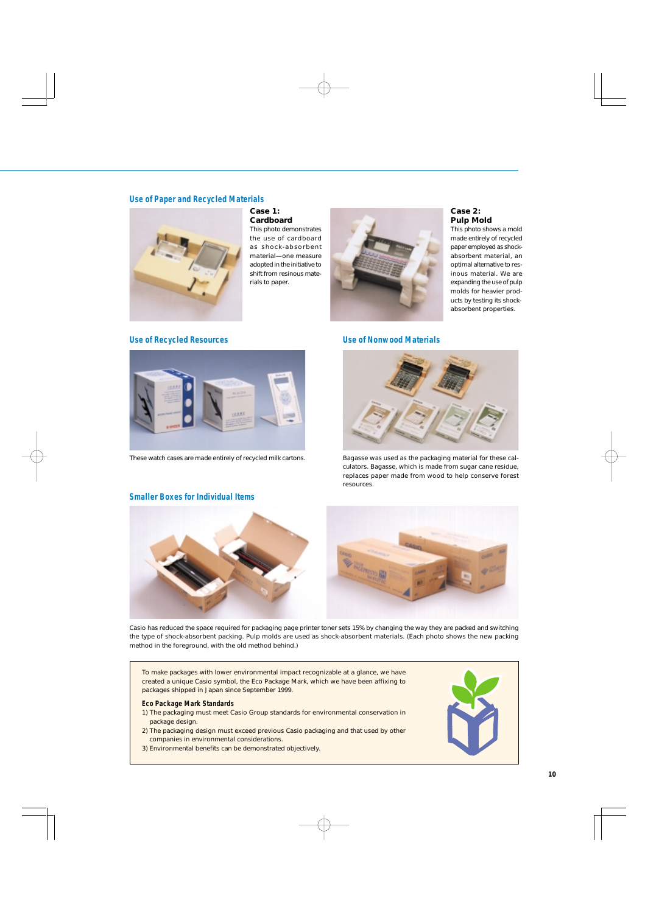## Use of Paper and Recycled Materials

**Case 1: Cardboard**

This photo demonstrates the use of cardboard as shock-absorbent material—one measure adopted in the initiative to shift from resinous materials to paper.

**Case 2: Pulp Mold**

This photo shows a mold made entirely of recycled paper employed as shock-absorbent material, an optimal alternative to resinous material. We are expanding the use of pulp molds for heavier products by testing its shock-absorbent properties.

## Use of Recycled Resources

These watch cases are made entirely of recycled milk cartons.

## Use of Nonwood Materials

Bagasse was used as the packaging material for these calculators. Bagasse, which is made from sugar cane residue, replaces paper made from wood to help conserve forest resources.

## Smaller Boxes for Individual Items

Casio has reduced the space required for packaging page printer toner sets 15% by changing the way they are packed and switching the type of shock-absorbent packing. Pulp molds are used as shock-absorbent materials. (Each photo shows the new packing method in the foreground, with the old method behind.)

To make packages with lower environmental impact recognizable at a glance, we have created a unique Casio symbol, the Eco Package Mark, which we have been affixing to packages shipped in Japan since September 1999.

**Eco Package Mark Standards**

1) The packaging must meet Casio Group standards for environmental conservation in package design.
2) The packaging design must exceed previous Casio packaging and that used by other companies in environmental considerations.
3) Environmental benefits can be demonstrated objectively.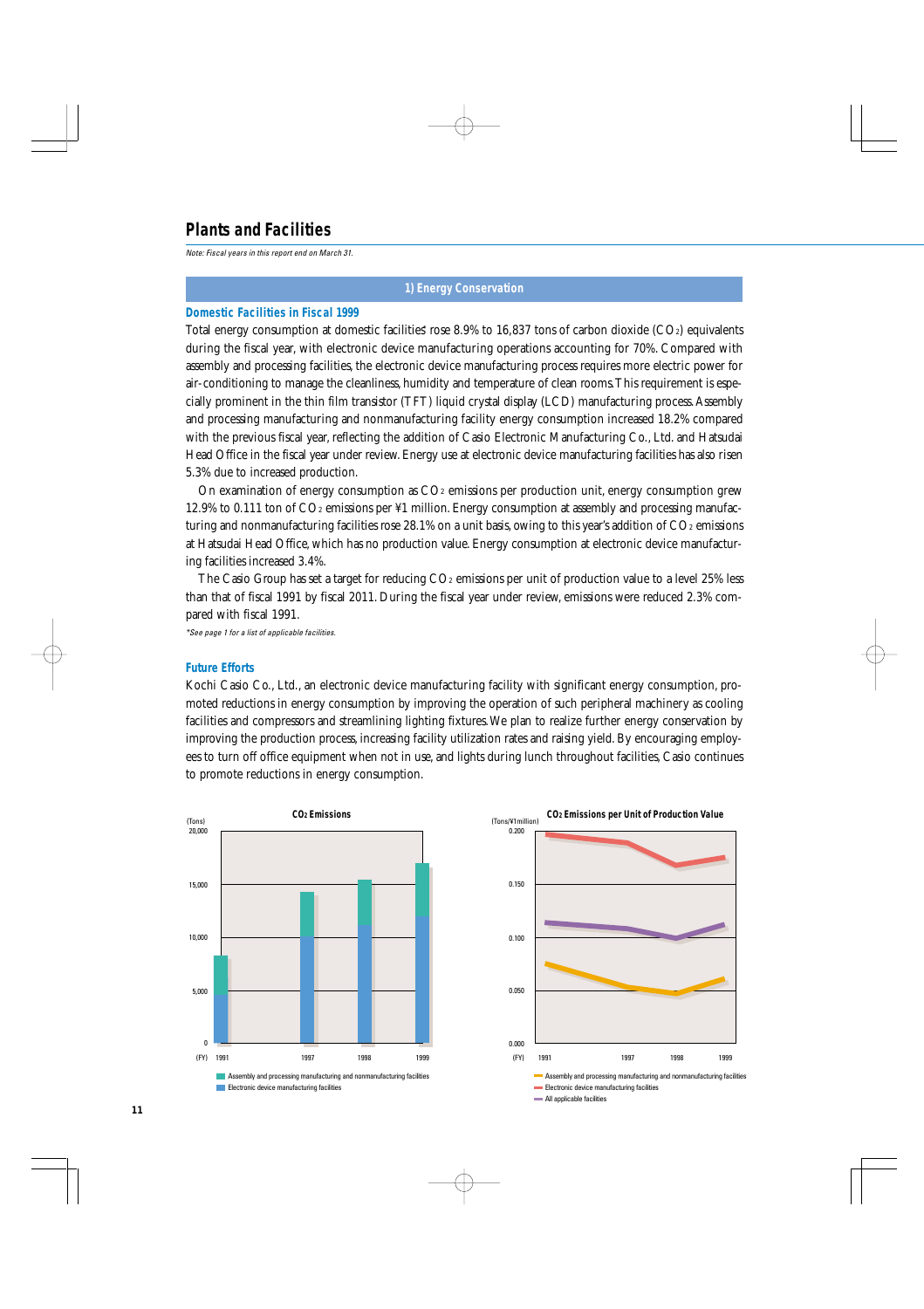# Plants and Facilities

*Note: Fiscal years in this report end on March 31.*

## 1) Energy Conservation

### Domestic Facilities in Fiscal 1999

Total energy consumption at domestic facilities' rose 8.9% to 16,837 tons of carbon dioxide ($CO_2$) equivalents during the fiscal year, with electronic device manufacturing operations accounting for 70%. Compared with assembly and processing facilities, the electronic device manufacturing process requires more electric power for air-conditioning to manage the cleanliness, humidity and temperature of clean rooms. This requirement is especially prominent in the thin film transistor (TFT) liquid crystal display (LCD) manufacturing process. Assembly and processing manufacturing and nonmanufacturing facility energy consumption increased 18.2% compared with the previous fiscal year, reflecting the addition of Casio Electronic Manufacturing Co., Ltd. and Hatsudai Head Office in the fiscal year under review. Energy use at electronic device manufacturing facilities has also risen 5.3% due to increased production.

On examination of energy consumption as $CO_2$ emissions per production unit, energy consumption grew 12.9% to 0.111 ton of $CO_2$ emissions per ¥1 million. Energy consumption at assembly and processing manufacturing and nonmanufacturing facilities rose 28.1% on a unit basis, owing to this year's addition of $CO_2$ emissions at Hatsudai Head Office, which has no production value. Energy consumption at electronic device manufacturing facilities increased 3.4%.

The Casio Group has set a target for reducing $CO_2$ emissions per unit of production value to a level 25% less than that of fiscal 1991 by fiscal 2011. During the fiscal year under review, emissions were reduced 2.3% compared with fiscal 1991.

*\*See page 1 for a list of applicable facilities.*

### Future Efforts

Kochi Casio Co., Ltd., an electronic device manufacturing facility with significant energy consumption, promoted reductions in energy consumption by improving the operation of such peripheral machinery as cooling facilities and compressors and streamlining lighting fixtures. We plan to realize further energy conservation by improving the production process, increasing facility utilization rates and raising yield. By encouraging employees to turn off office equipment when not in use, and lights during lunch throughout facilities, Casio continues to promote reductions in energy consumption.

**$CO_2$ Emissions**

(Tons) — 0, 5,000, 10,000, 15,000, 20,000; (FY) 1991, 1997, 1998, 1999

- Assembly and processing manufacturing and nonmanufacturing facilities
- Electronic device manufacturing facilities

**$CO_2$ Emissions per Unit of Production Value**

(Tons/¥1million) — 0.000, 0.050, 0.100, 0.150, 0.200; (FY) 1991, 1997, 1998, 1999

- Assembly and processing manufacturing and nonmanufacturing facilities
- Electronic device manufacturing facilities
- All applicable facilities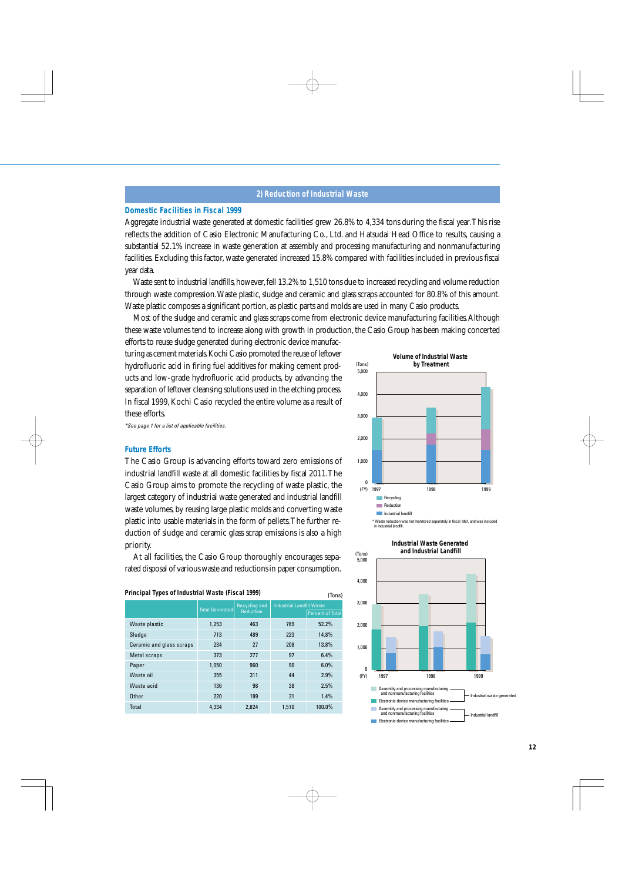## 2) Reduction of Industrial Waste

### Domestic Facilities in Fiscal 1999

Aggregate industrial waste generated at domestic facilities* grew 26.8% to 4,334 tons during the fiscal year. This rise reflects the addition of Casio Electronic Manufacturing Co., Ltd. and Hatsudai Head Office to results, causing a substantial 52.1% increase in waste generation at assembly and processing manufacturing and nonmanufacturing facilities. Excluding this factor, waste generated increased 15.8% compared with facilities included in previous fiscal year data.

Waste sent to industrial landfills, however, fell 13.2% to 1,510 tons due to increased recycling and volume reduction through waste compression. Waste plastic, sludge and ceramic and glass scraps accounted for 80.8% of this amount. Waste plastic composes a significant portion, as plastic parts and molds are used in many Casio products.

Most of the sludge and ceramic and glass scraps come from electronic device manufacturing facilities. Although these waste volumes tend to increase along with growth in production, the Casio Group has been making concerted efforts to reuse sludge generated during electronic device manufacturing as cement materials. Kochi Casio promoted the reuse of leftover hydrofluoric acid in firing fuel additives for making cement products and low-grade hydrofluoric acid products, by advancing the separation of leftover cleansing solutions used in the etching process. In fiscal 1999, Kochi Casio recycled the entire volume as a result of these efforts.

*See page 1 for a list of applicable facilities.*

### Future Efforts

The Casio Group is advancing efforts toward zero emissions of industrial landfill waste at all domestic facilities by fiscal 2011. The Casio Group aims to promote the recycling of waste plastic, the largest category of industrial waste generated and industrial landfill waste volumes, by reusing large plastic molds and converting waste plastic into usable materials in the form of pellets. The further reduction of sludge and ceramic glass scrap emissions is also a high priority.

At all facilities, the Casio Group thoroughly encourages separated disposal of various waste and reductions in paper consumption.

**Principal Types of Industrial Waste (Fiscal 1999)** (Tons)

| | Total Generated | Recycling and Reduction | Industrial Landfill Waste | |
|---|---|---|---|---|
| | | | | Percent of Total |
| Waste plastic | 1,253 | 463 | 789 | 52.2% |
| Sludge | 713 | 489 | 223 | 14.8% |
| Ceramic and glass scraps | 234 | 27 | 208 | 13.8% |
| Metal scraps | 373 | 277 | 97 | 6.4% |
| Paper | 1,050 | 960 | 90 | 6.0% |
| Waste oil | 355 | 311 | 44 | 2.9% |
| Waste acid | 136 | 98 | 38 | 2.5% |
| Other | 220 | 199 | 21 | 1.4% |
| Total | 4,334 | 2,824 | 1,510 | 100.0% |

**Volume of Industrial Waste by Treatment**

(Tons) 0–5,000; (FY) 1997, 1998, 1999

Recycling / Reduction / Industrial landfill

* Waste reduction was not monitored separately in fiscal 1997, and was included in industrial landfill.

**Industrial Waste Generated and Industrial Landfill**

(Tons) 0–5,000; (FY) 1997, 1998, 1999

Industrial waste generated: Assembly and processing manufacturing and nonmanufacturing facilities; Electronic device manufacturing facilities

Industrial landfill: Assembly and processing manufacturing and nonmanufacturing facilities; Electronic device manufacturing facilities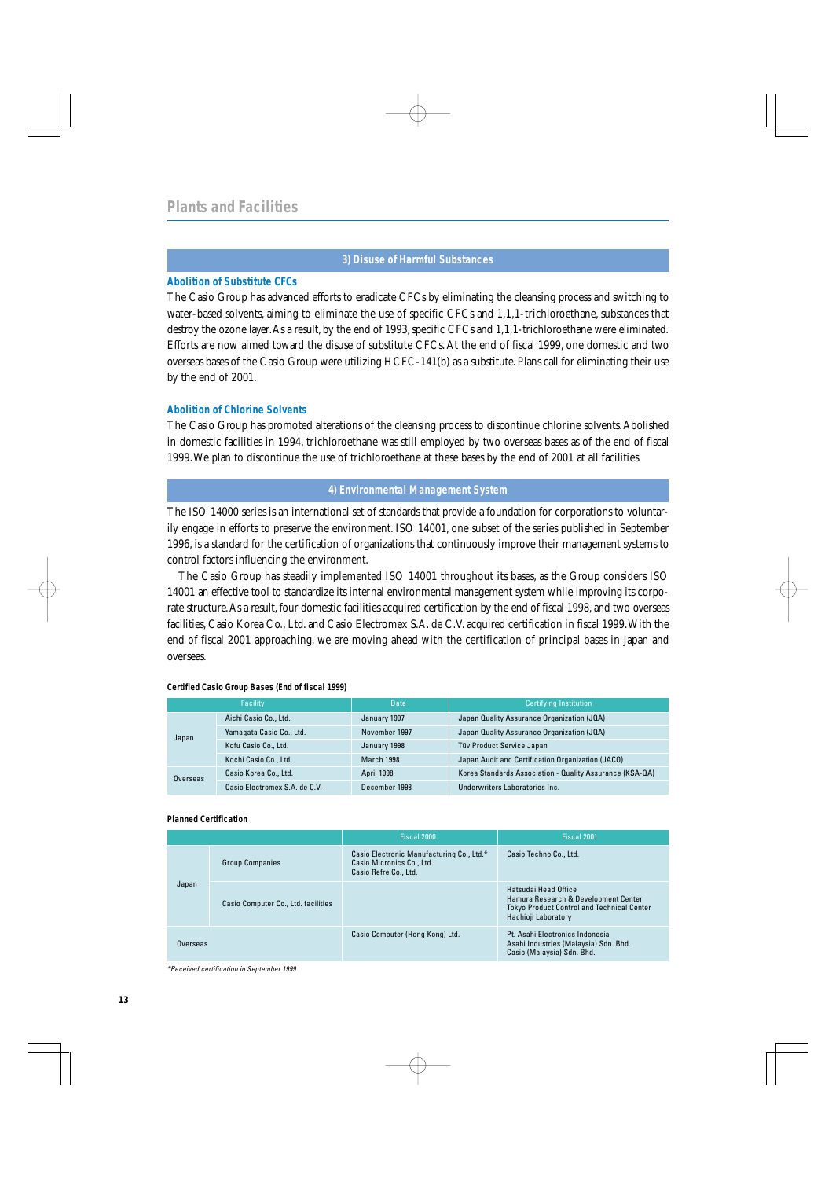## Plants and Facilities

### 3) Disuse of Harmful Substances

**Abolition of Substitute CFCs**

The Casio Group has advanced efforts to eradicate CFCs by eliminating the cleansing process and switching to water-based solvents, aiming to eliminate the use of specific CFCs and 1,1,1-trichloroethane, substances that destroy the ozone layer. As a result, by the end of 1993, specific CFCs and 1,1,1-trichloroethane were eliminated. Efforts are now aimed toward the disuse of substitute CFCs. At the end of fiscal 1999, one domestic and two overseas bases of the Casio Group were utilizing HCFC-141(b) as a substitute. Plans call for eliminating their use by the end of 2001.

**Abolition of Chlorine Solvents**

The Casio Group has promoted alterations of the cleansing process to discontinue chlorine solvents. Abolished in domestic facilities in 1994, trichloroethane was still employed by two overseas bases as of the end of fiscal 1999. We plan to discontinue the use of trichloroethane at these bases by the end of 2001 at all facilities.

### 4) Environmental Management System

The ISO 14000 series is an international set of standards that provide a foundation for corporations to voluntarily engage in efforts to preserve the environment. ISO 14001, one subset of the series published in September 1996, is a standard for the certification of organizations that continuously improve their management systems to control factors influencing the environment.

The Casio Group has steadily implemented ISO 14001 throughout its bases, as the Group considers ISO 14001 an effective tool to standardize its internal environmental management system while improving its corporate structure. As a result, four domestic facilities acquired certification by the end of fiscal 1998, and two overseas facilities, Casio Korea Co., Ltd. and Casio Electromex S.A. de C.V. acquired certification in fiscal 1999. With the end of fiscal 2001 approaching, we are moving ahead with the certification of principal bases in Japan and overseas.

**Certified Casio Group Bases (End of fiscal 1999)**

| Facility | | Date | Certifying Institution |
|---|---|---|---|
| Japan | Aichi Casio Co., Ltd. | January 1997 | Japan Quality Assurance Organization (JQA) |
| | Yamagata Casio Co., Ltd. | November 1997 | Japan Quality Assurance Organization (JQA) |
| | Kofu Casio Co., Ltd. | January 1998 | Tüv Product Service Japan |
| | Kochi Casio Co., Ltd. | March 1998 | Japan Audit and Certification Organization (JACO) |
| Overseas | Casio Korea Co., Ltd. | April 1998 | Korea Standards Association - Quality Assurance (KSA-QA) |
| | Casio Electromex S.A. de C.V. | December 1998 | Underwriters Laboratories Inc. |

**Planned Certification**

| | | Fiscal 2000 | Fiscal 2001 |
|---|---|---|---|
| Japan | Group Companies | Casio Electronic Manufacturing Co., Ltd.*<br>Casio Micronics Co., Ltd.<br>Casio Refre Co., Ltd. | Casio Techno Co., Ltd. |
| | Casio Computer Co., Ltd. facilities | | Hatsudai Head Office<br>Hamura Research & Development Center<br>Tokyo Product Control and Technical Center<br>Hachioji Laboratory |
| Overseas | | Casio Computer (Hong Kong) Ltd. | Pt. Asahi Electronics Indonesia<br>Asahi Industries (Malaysia) Sdn. Bhd.<br>Casio (Malaysia) Sdn. Bhd. |

*\*Received certification in September 1999*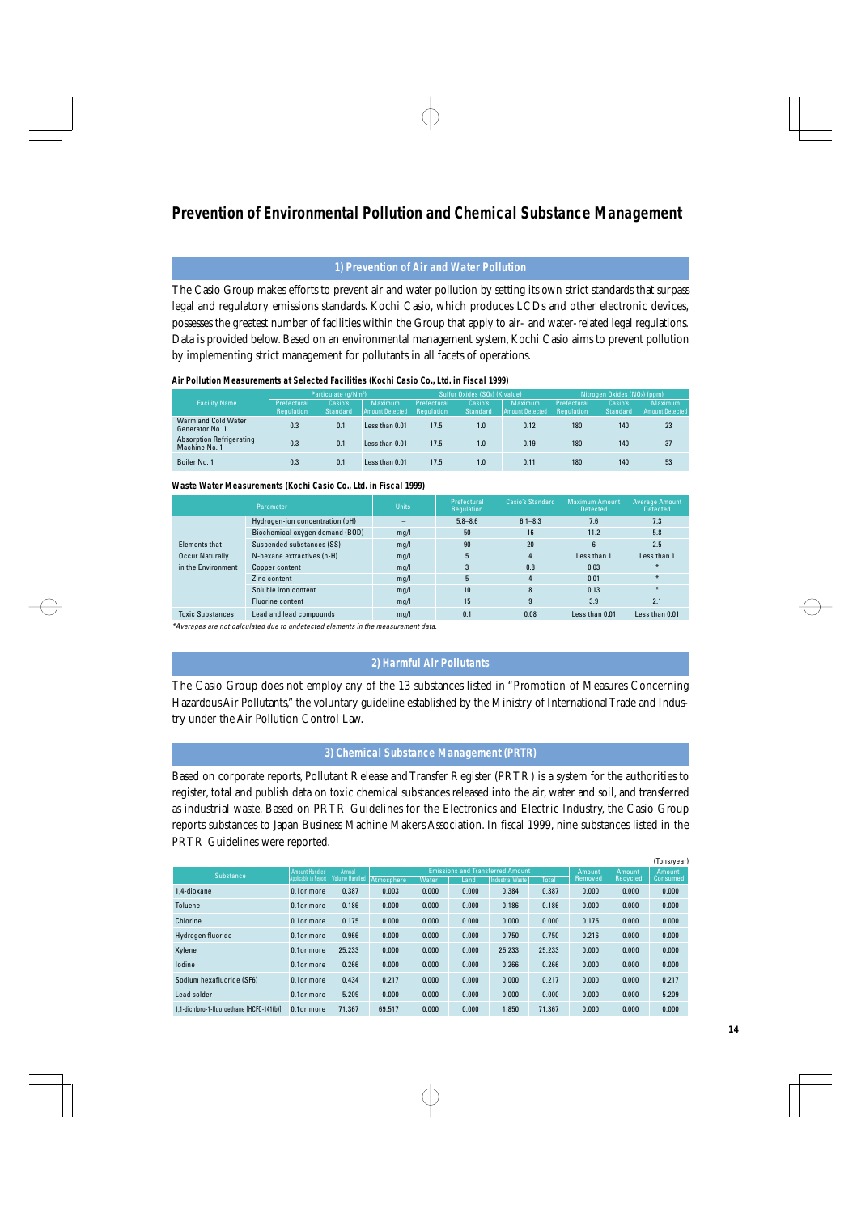# Prevention of Environmental Pollution and Chemical Substance Management

## 1) Prevention of Air and Water Pollution

The Casio Group makes efforts to prevent air and water pollution by setting its own strict standards that surpass legal and regulatory emissions standards. Kochi Casio, which produces LCDs and other electronic devices, possesses the greatest number of facilities within the Group that apply to air- and water-related legal regulations. Data is provided below. Based on an environmental management system, Kochi Casio aims to prevent pollution by implementing strict management for pollutants in all facets of operations.

**Air Pollution Measurements at Selected Facilities (Kochi Casio Co., Ltd. in Fiscal 1999)**

| Facility Name | Particulate ($g/Nm^3$) | | | Sulfur Oxides ($SO_X$) (K value) | | | Nitrogen Oxides ($NO_X$) (ppm) | | |
|---|---|---|---|---|---|---|---|---|---|
| | Prefectural Regulation | Casio's Standard | Maximum Amount Detected | Prefectural Regulation | Casio's Standard | Maximum Amount Detected | Prefectural Regulation | Casio's Standard | Maximum Amount Detected |
| Warm and Cold Water Generator No. 1 | 0.3 | 0.1 | Less than 0.01 | 17.5 | 1.0 | 0.12 | 180 | 140 | 23 |
| Absorption Refrigerating Machine No. 1 | 0.3 | 0.1 | Less than 0.01 | 17.5 | 1.0 | 0.19 | 180 | 140 | 37 |
| Boiler No. 1 | 0.3 | 0.1 | Less than 0.01 | 17.5 | 1.0 | 0.11 | 180 | 140 | 53 |

**Waste Water Measurements (Kochi Casio Co., Ltd. in Fiscal 1999)**

| Parameter | | Units | Prefectural Regulation | Casio's Standard | Maximum Amount Detected | Average Amount Detected |
|---|---|---|---|---|---|---|
| Elements that Occur Naturally in the Environment | Hydrogen-ion concentration (pH) | – | 5.8–8.6 | 6.1–8.3 | 7.6 | 7.3 |
| | Biochemical oxygen demand (BOD) | mg/l | 50 | 16 | 11.2 | 5.8 |
| | Suspended substances (SS) | mg/l | 90 | 20 | 6 | 2.5 |
| | N-hexane extractives (n-H) | mg/l | 5 | 4 | Less than 1 | Less than 1 |
| | Copper content | mg/l | 3 | 0.8 | 0.03 | * |
| | Zinc content | mg/l | 5 | 4 | 0.01 | * |
| | Soluble iron content | mg/l | 10 | 8 | 0.13 | * |
| | Fluorine content | mg/l | 15 | 9 | 3.9 | 2.1 |
| Toxic Substances | Lead and lead compounds | mg/l | 0.1 | 0.08 | Less than 0.01 | Less than 0.01 |

*\*Averages are not calculated due to undetected elements in the measurement data.*

## 2) Harmful Air Pollutants

The Casio Group does not employ any of the 13 substances listed in "Promotion of Measures Concerning Hazardous Air Pollutants," the voluntary guideline established by the Ministry of International Trade and Industry under the Air Pollution Control Law.

## 3) Chemical Substance Management (PRTR)

Based on corporate reports, Pollutant Release and Transfer Register (PRTR) is a system for the authorities to register, total and publish data on toxic chemical substances released into the air, water and soil, and transferred as industrial waste. Based on PRTR Guidelines for the Electronics and Electric Industry, the Casio Group reports substances to Japan Business Machine Makers Association. In fiscal 1999, nine substances listed in the PRTR Guidelines were reported.

(Tons/year)

| Substance | Amount Handled Applicable to Report | Annual Volume Handled | Emissions and Transferred Amount | | | | | Amount Removed | Amount Recycled | Amount Consumed |
|---|---|---|---|---|---|---|---|---|---|---|
| | | | Atmosphere | Water | Land | Industrial Waste | Total | | | |
| 1,4-dioxane | 0.1or more | 0.387 | 0.003 | 0.000 | 0.000 | 0.384 | 0.387 | 0.000 | 0.000 | 0.000 |
| Toluene | 0.1or more | 0.186 | 0.000 | 0.000 | 0.000 | 0.186 | 0.186 | 0.000 | 0.000 | 0.000 |
| Chlorine | 0.1or more | 0.175 | 0.000 | 0.000 | 0.000 | 0.000 | 0.000 | 0.175 | 0.000 | 0.000 |
| Hydrogen fluoride | 0.1or more | 0.966 | 0.000 | 0.000 | 0.000 | 0.750 | 0.750 | 0.216 | 0.000 | 0.000 |
| Xylene | 0.1or more | 25.233 | 0.000 | 0.000 | 0.000 | 25.233 | 25.233 | 0.000 | 0.000 | 0.000 |
| Iodine | 0.1or more | 0.266 | 0.000 | 0.000 | 0.000 | 0.266 | 0.266 | 0.000 | 0.000 | 0.000 |
| Sodium hexafluoride (SF6) | 0.1or more | 0.434 | 0.217 | 0.000 | 0.000 | 0.000 | 0.217 | 0.000 | 0.000 | 0.217 |
| Lead solder | 0.1or more | 5.209 | 0.000 | 0.000 | 0.000 | 0.000 | 0.000 | 0.000 | 0.000 | 5.209 |
| 1,1-dichloro-1-fluoroethane [HCFC-141(b)] | 0.1or more | 71.367 | 69.517 | 0.000 | 0.000 | 1.850 | 71.367 | 0.000 | 0.000 | 0.000 |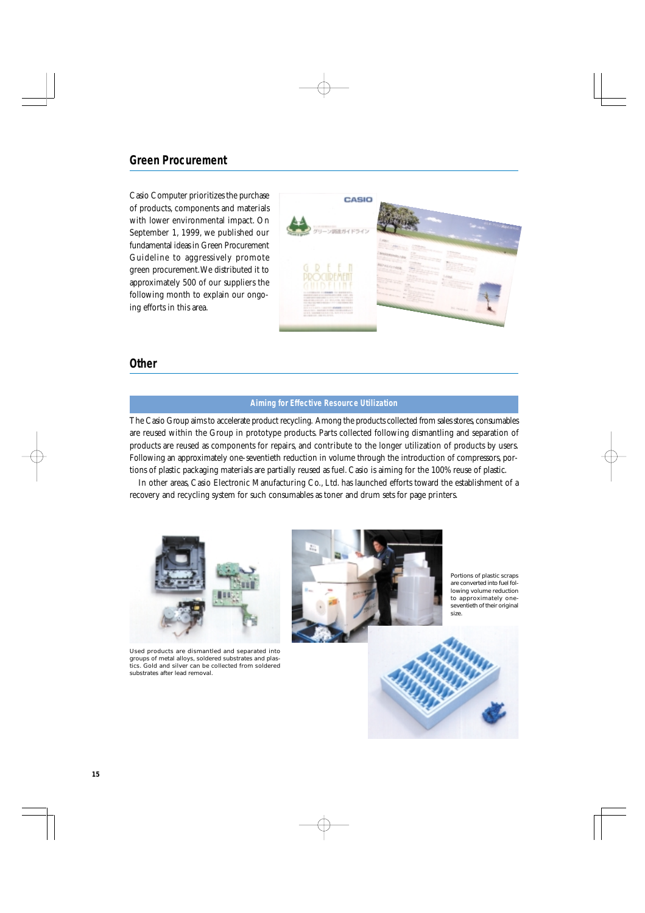## Green Procurement

Casio Computer prioritizes the purchase of products, components and materials with lower environmental impact. On September 1, 1999, we published our fundamental ideas in Green Procurement Guideline to aggressively promote green procurement. We distributed it to approximately 500 of our suppliers the following month to explain our ongoing efforts in this area.

## Other

### Aiming for Effective Resource Utilization

The Casio Group aims to accelerate product recycling. Among the products collected from sales stores, consumables are reused within the Group in prototype products. Parts collected following dismantling and separation of products are reused as components for repairs, and contribute to the longer utilization of products by users. Following an approximately one-seventieth reduction in volume through the introduction of compressors, portions of plastic packaging materials are partially reused as fuel. Casio is aiming for the 100% reuse of plastic.

In other areas, Casio Electronic Manufacturing Co., Ltd. has launched efforts toward the establishment of a recovery and recycling system for such consumables as toner and drum sets for page printers.

Used products are dismantled and separated into groups of metal alloys, soldered substrates and plastics. Gold and silver can be collected from soldered substrates after lead removal.

Portions of plastic scraps are converted into fuel following volume reduction to approximately one-seventieth of their original size.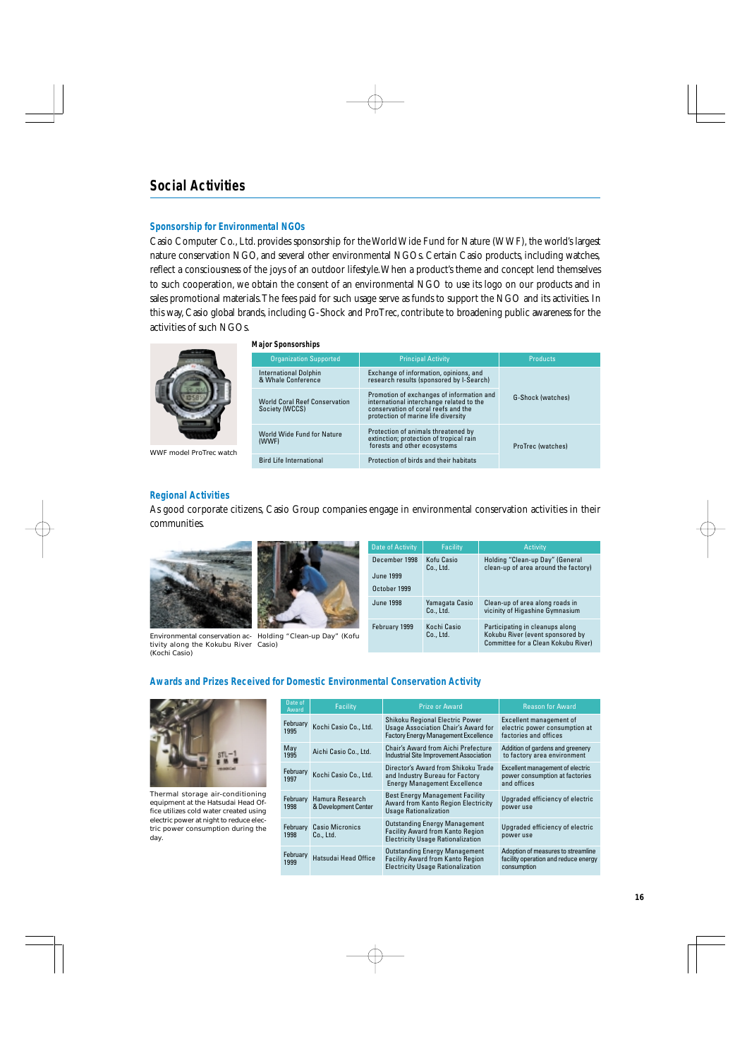## Social Activities

### Sponsorship for Environmental NGOs

Casio Computer Co., Ltd. provides sponsorship for the World Wide Fund for Nature (WWF), the world's largest nature conservation NGO, and several other environmental NGOs. Certain Casio products, including watches, reflect a consciousness of the joys of an outdoor lifestyle. When a product's theme and concept lend themselves to such cooperation, we obtain the consent of an environmental NGO to use its logo on our products and in sales promotional materials. The fees paid for such usage serve as funds to support the NGO and its activities. In this way, Casio global brands, including G-Shock and ProTrec, contribute to broadening public awareness for the activities of such NGOs.

WWF model ProTrec watch

**Major Sponsorships**

| Organization Supported | Principal Activity | Products |
|---|---|---|
| International Dolphin & Whale Conference | Exchange of information, opinions, and research results (sponsored by I-Search) | G-Shock (watches) |
| World Coral Reef Conservation Society (WCCS) | Promotion of exchanges of information and international interchange related to the conservation of coral reefs and the protection of marine life diversity | |
| World Wide Fund for Nature (WWF) | Protection of animals threatened by extinction; protection of tropical rain forests and other ecosystems | ProTrec (watches) |
| Bird Life International | Protection of birds and their habitats | |

### Regional Activities

As good corporate citizens, Casio Group companies engage in environmental conservation activities in their communities.

Environmental conservation activity along the Kokubu River (Kochi Casio)

Holding "Clean-up Day" (Kofu Casio)

| Date of Activity | Facility | Activity |
|---|---|---|
| December 1998<br>June 1999<br>October 1999 | Kofu Casio Co., Ltd. | Holding "Clean-up Day" (General clean-up of area around the factory) |
| June 1998 | Yamagata Casio Co., Ltd. | Clean-up of area along roads in vicinity of Higashine Gymnasium |
| February 1999 | Kochi Casio Co., Ltd. | Participating in cleanups along Kokubu River (event sponsored by Committee for a Clean Kokubu River) |

### Awards and Prizes Received for Domestic Environmental Conservation Activity

Thermal storage air-conditioning equipment at the Hatsudai Head Office utilizes cold water created using electric power at night to reduce electric power consumption during the day.

| Date of Award | Facility | Prize or Award | Reason for Award |
|---|---|---|---|
| February 1995 | Kochi Casio Co., Ltd. | Shikoku Regional Electric Power Usage Association Chair's Award for Factory Energy Management Excellence | Excellent management of electric power consumption at factories and offices |
| May 1995 | Aichi Casio Co., Ltd. | Chair's Award from Aichi Prefecture Industrial Site Improvement Association | Addition of gardens and greenery to factory area environment |
| February 1997 | Kochi Casio Co., Ltd. | Director's Award from Shikoku Trade and Industry Bureau for Factory Energy Management Excellence | Excellent management of electric power consumption at factories and offices |
| February 1998 | Hamura Research & Development Center | Best Energy Management Facility Award from Kanto Region Electricity Usage Rationalization | Upgraded efficiency of electric power use |
| February 1998 | Casio Micronics Co., Ltd. | Outstanding Energy Management Facility Award from Kanto Region Electricity Usage Rationalization | Upgraded efficiency of electric power use |
| February 1999 | Hatsudai Head Office | Outstanding Energy Management Facility Award from Kanto Region Electricity Usage Rationalization | Adoption of measures to streamline facility operation and reduce energy consumption |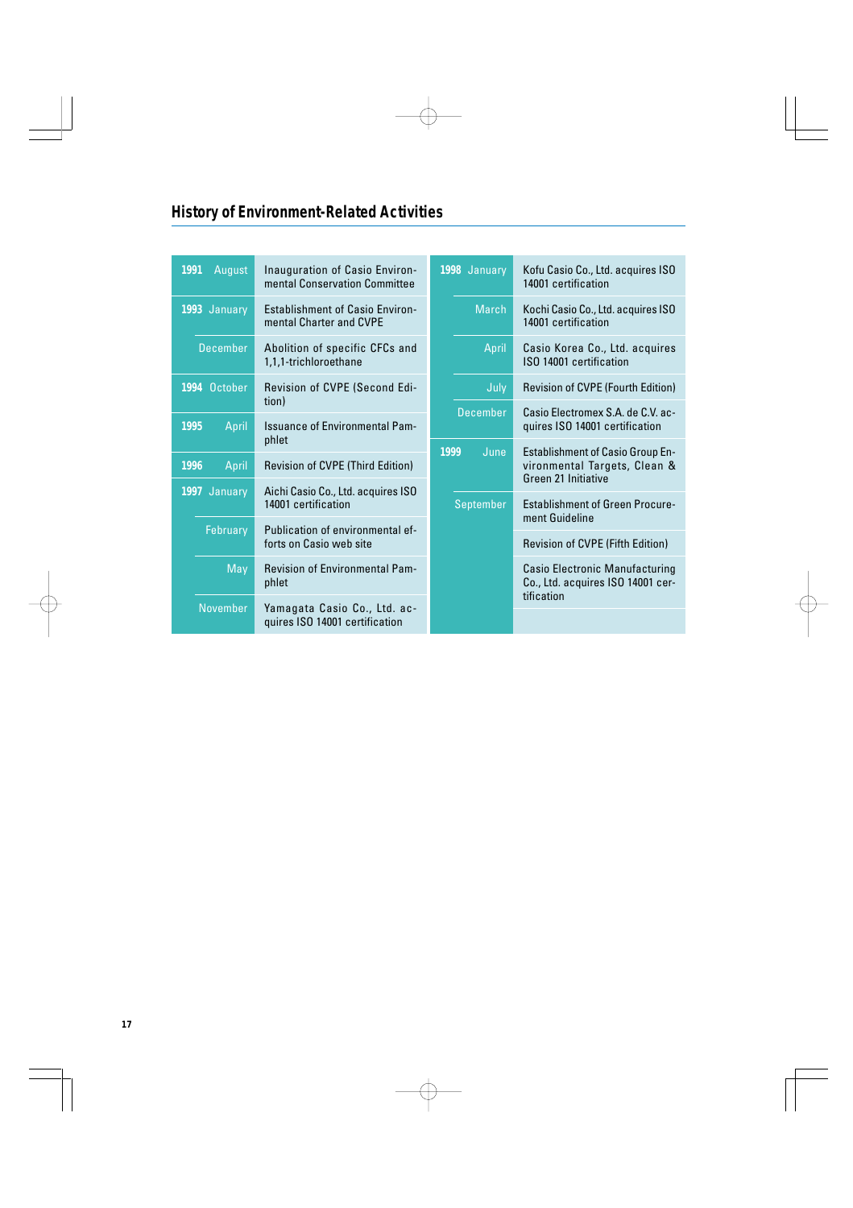## History of Environment-Related Activities

| Year | Month | Activity |
|---|---|---|
| 1991 | August | Inauguration of Casio Environmental Conservation Committee |
| 1993 | January | Establishment of Casio Environmental Charter and CVPE |
| | December | Abolition of specific CFCs and 1,1,1-trichloroethane |
| 1994 | October | Revision of CVPE (Second Edition) |
| 1995 | April | Issuance of Environmental Pamphlet |
| 1996 | April | Revision of CVPE (Third Edition) |
| 1997 | January | Aichi Casio Co., Ltd. acquires ISO 14001 certification |
| | February | Publication of environmental efforts on Casio web site |
| | May | Revision of Environmental Pamphlet |
| | November | Yamagata Casio Co., Ltd. acquires ISO 14001 certification |
| 1998 | January | Kofu Casio Co., Ltd. acquires ISO 14001 certification |
| | March | Kochi Casio Co., Ltd. acquires ISO 14001 certification |
| | April | Casio Korea Co., Ltd. acquires ISO 14001 certification |
| | July | Revision of CVPE (Fourth Edition) |
| | December | Casio Electromex S.A. de C.V. acquires ISO 14001 certification |
| 1999 | June | Establishment of Casio Group Environmental Targets, Clean & Green 21 Initiative |
| | September | Establishment of Green Procurement Guideline |
| | | Revision of CVPE (Fifth Edition) |
| | | Casio Electronic Manufacturing Co., Ltd. acquires ISO 14001 certification |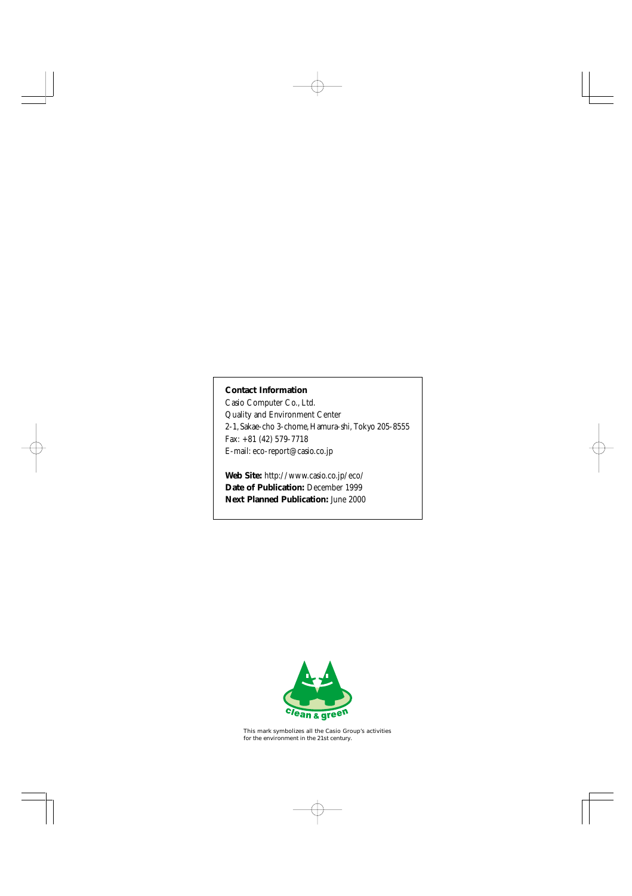**Contact Information**

Casio Computer Co., Ltd.
Quality and Environment Center
2-1, Sakae-cho 3-chome, Hamura-shi, Tokyo 205-8555
Fax: +81 (42) 579-7718
E-mail: eco-report@casio.co.jp

**Web Site:** http://www.casio.co.jp/eco/
**Date of Publication:** December 1999
**Next Planned Publication:** June 2000

clean & green

This mark symbolizes all the Casio Group's activities for the environment in the 21st century.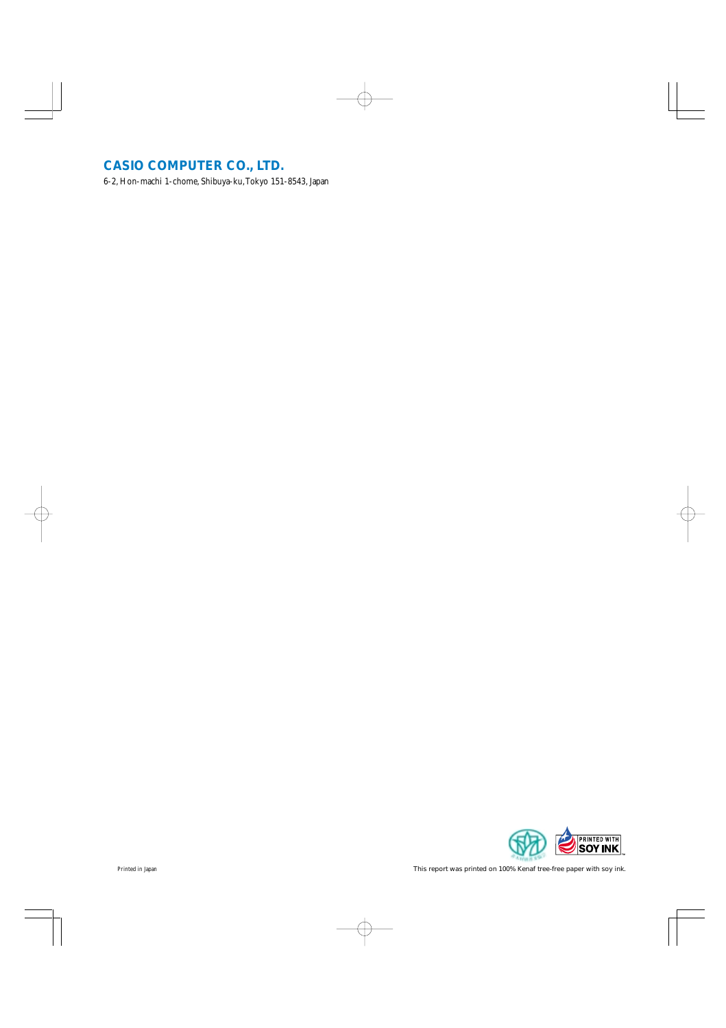**CASIO COMPUTER CO., LTD.**

6-2, Hon-machi 1-chome, Shibuya-ku, Tokyo 151-8543, Japan

PRINTED WITH SOY INK

Printed in Japan

This report was printed on 100% Kenaf tree-free paper with soy ink.